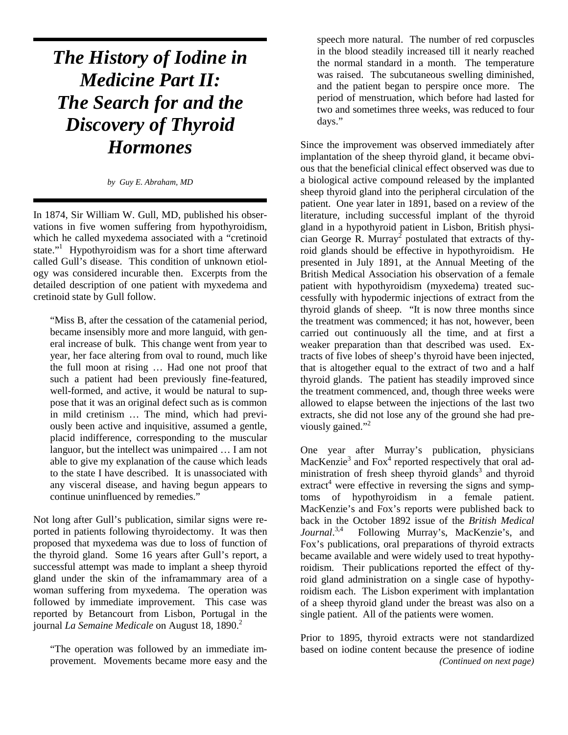# *The History of Iodine in Medicine Part II: The Search for and the Discovery of Thyroid Hormones*

*by Guy E. Abraham, MD*

In 1874, Sir William W. Gull, MD, published his observations in five women suffering from hypothyroidism, which he called myxedema associated with a "cretinoid state."[1] Hypothyroidism was for a short time afterward called Gull's disease. This condition of unknown etiology was considered incurable then. Excerpts from the detailed description of one patient with myxedema and cretinoid state by Gull follow.

> "Miss B, after the cessation of the catamenial period, became insensibly more and more languid, with general increase of bulk. This change went from year to year, her face altering from oval to round, much like the full moon at rising … Had one not proof that such a patient had been previously fine-featured, well-formed, and active, it would be natural to suppose that it was an original defect such as is common in mild cretinism … The mind, which had previously been active and inquisitive, assumed a gentle, placid indifference, corresponding to the muscular languor, but the intellect was unimpaired … I am not able to give my explanation of the cause which leads to the state I have described. It is unassociated with any visceral disease, and having begun appears to continue uninfluenced by remedies."

Not long after Gull's publication, similar signs were reported in patients following thyroidectomy. It was then proposed that myxedema was due to loss of function of the thyroid gland. Some 16 years after Gull's report, a successful attempt was made to implant a sheep thyroid gland under the skin of the inframammary area of a woman suffering from myxedema. The operation was followed by immediate improvement. This case was reported by Betancourt from Lisbon, Portugal in the journal *La Semaine Medicale* on August 18, 1890.[2]

> "The operation was followed by an immediate improvement. Movements became more easy and the speech more natural. The number of red corpuscles in the blood steadily increased till it nearly reached the normal standard in a month. The temperature was raised. The subcutaneous swelling diminished, and the patient began to perspire once more. The period of menstruation, which before had lasted for two and sometimes three weeks, was reduced to four days."

Since the improvement was observed immediately after implantation of the sheep thyroid gland, it became obvious that the beneficial clinical effect observed was due to a biological active compound released by the implanted sheep thyroid gland into the peripheral circulation of the patient. One year later in 1891, based on a review of the literature, including successful implant of the thyroid gland in a hypothyroid patient in Lisbon, British physician George R. Murray[2] postulated that extracts of thyroid glands should be effective in hypothyroidism. He presented in July 1891, at the Annual Meeting of the British Medical Association his observation of a female patient with hypothyroidism (myxedema) treated successfully with hypodermic injections of extract from the thyroid glands of sheep. "It is now three months since the treatment was commenced; it has not, however, been carried out continuously all the time, and at first a weaker preparation than that described was used. Extracts of five lobes of sheep's thyroid have been injected, that is altogether equal to the extract of two and a half thyroid glands. The patient has steadily improved since the treatment commenced, and, though three weeks were allowed to elapse between the injections of the last two extracts, she did not lose any of the ground she had previously gained."[2]

One year after Murray's publication, physicians MacKenzie[3] and Fox[4] reported respectively that oral administration of fresh sheep thyroid glands[3] and thyroid extract[4] were effective in reversing the signs and symptoms of hypothyroidism in a female patient. MacKenzie's and Fox's reports were published back to back in the October 1892 issue of the *British Medical Journal*.[3,4] Following Murray's, MacKenzie's, and Fox's publications, oral preparations of thyroid extracts became available and were widely used to treat hypothyroidism. Their publications reported the effect of thyroid gland administration on a single case of hypothyroidism each. The Lisbon experiment with implantation of a sheep thyroid gland under the breast was also on a single patient. All of the patients were women.

Prior to 1895, thyroid extracts were not standardized based on iodine content because the presence of iodine

*(Continued on next page)*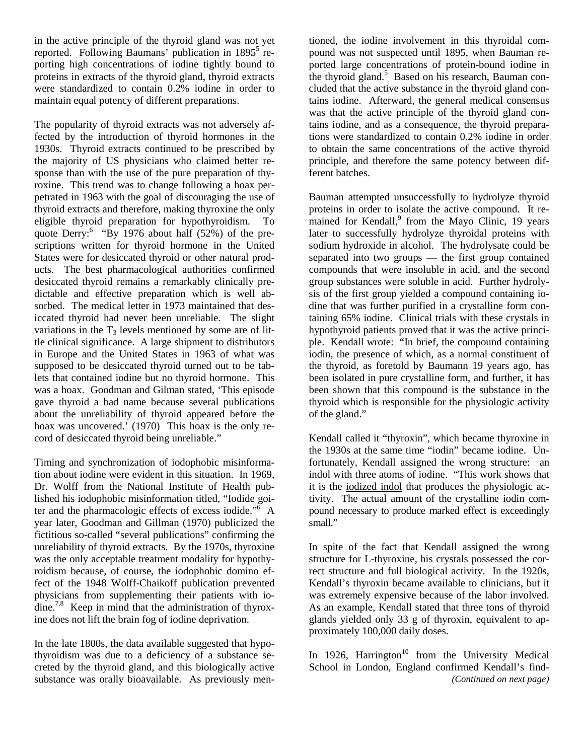in the active principle of the thyroid gland was not yet reported. Following Baumans' publication in 1895[5] reporting high concentrations of iodine tightly bound to proteins in extracts of the thyroid gland, thyroid extracts were standardized to contain 0.2% iodine in order to maintain equal potency of different preparations.

The popularity of thyroid extracts was not adversely affected by the introduction of thyroid hormones in the 1930s. Thyroid extracts continued to be prescribed by the majority of US physicians who claimed better response than with the use of the pure preparation of thyroxine. This trend was to change following a hoax perpetrated in 1963 with the goal of discouraging the use of thyroid extracts and therefore, making thyroxine the only eligible thyroid preparation for hypothyroidism. To quote Derry:[6] "By 1976 about half (52%) of the prescriptions written for thyroid hormone in the United States were for desiccated thyroid or other natural products. The best pharmacological authorities confirmed desiccated thyroid remains a remarkably clinically predictable and effective preparation which is well absorbed. The medical letter in 1973 maintained that desiccated thyroid had never been unreliable. The slight variations in the $T_3$ levels mentioned by some are of little clinical significance. A large shipment to distributors in Europe and the United States in 1963 of what was supposed to be desiccated thyroid turned out to be tablets that contained iodine but no thyroid hormone. This was a hoax. Goodman and Gilman stated, 'This episode gave thyroid a bad name because several publications about the unreliability of thyroid appeared before the hoax was uncovered.' (1970) This hoax is the only record of desiccated thyroid being unreliable."

Timing and synchronization of iodophobic misinformation about iodine were evident in this situation. In 1969, Dr. Wolff from the National Institute of Health published his iodophobic misinformation titled, "Iodide goiter and the pharmacologic effects of excess iodide."[6] A year later, Goodman and Gillman (1970) publicized the fictitious so-called "several publications" confirming the unreliability of thyroid extracts. By the 1970s, thyroxine was the only acceptable treatment modality for hypothyroidism because, of course, the iodophobic domino effect of the 1948 Wolff-Chaikoff publication prevented physicians from supplementing their patients with iodine.[7,8] Keep in mind that the administration of thyroxine does not lift the brain fog of iodine deprivation.

In the late 1800s, the data available suggested that hypothyroidism was due to a deficiency of a substance secreted by the thyroid gland, and this biologically active substance was orally bioavailable. As previously mentioned, the iodine involvement in this thyroidal compound was not suspected until 1895, when Bauman reported large concentrations of protein-bound iodine in the thyroid gland.[5] Based on his research, Bauman concluded that the active substance in the thyroid gland contains iodine. Afterward, the general medical consensus was that the active principle of the thyroid gland contains iodine, and as a consequence, the thyroid preparations were standardized to contain 0.2% iodine in order to obtain the same concentrations of the active thyroid principle, and therefore the same potency between different batches.

Bauman attempted unsuccessfully to hydrolyze thyroid proteins in order to isolate the active compound. It remained for Kendall,[9] from the Mayo Clinic, 19 years later to successfully hydrolyze thyroidal proteins with sodium hydroxide in alcohol. The hydrolysate could be separated into two groups — the first group contained compounds that were insoluble in acid, and the second group substances were soluble in acid. Further hydrolysis of the first group yielded a compound containing iodine that was further purified in a crystalline form containing 65% iodine. Clinical trials with these crystals in hypothyroid patients proved that it was the active principle. Kendall wrote: "In brief, the compound containing iodin, the presence of which, as a normal constituent of the thyroid, as foretold by Baumann 19 years ago, has been isolated in pure crystalline form, and further, it has been shown that this compound is the substance in the thyroid which is responsible for the physiologic activity of the gland."

Kendall called it "thyroxin", which became thyroxine in the 1930s at the same time "iodin" became iodine. Unfortunately, Kendall assigned the wrong structure: an indol with three atoms of iodine. "This work shows that it is the <u>iodized indol</u> that produces the physiologic activity. The actual amount of the crystalline iodin compound necessary to produce marked effect is exceedingly small."

In spite of the fact that Kendall assigned the wrong structure for L-thyroxine, his crystals possessed the correct structure and full biological activity. In the 1920s, Kendall's thyroxin became available to clinicians, but it was extremely expensive because of the labor involved. As an example, Kendall stated that three tons of thyroid glands yielded only 33 g of thyroxin, equivalent to approximately 100,000 daily doses.

In 1926, Harrington[10] from the University Medical School in London, England confirmed Kendall's find-

*(Continued on next page)*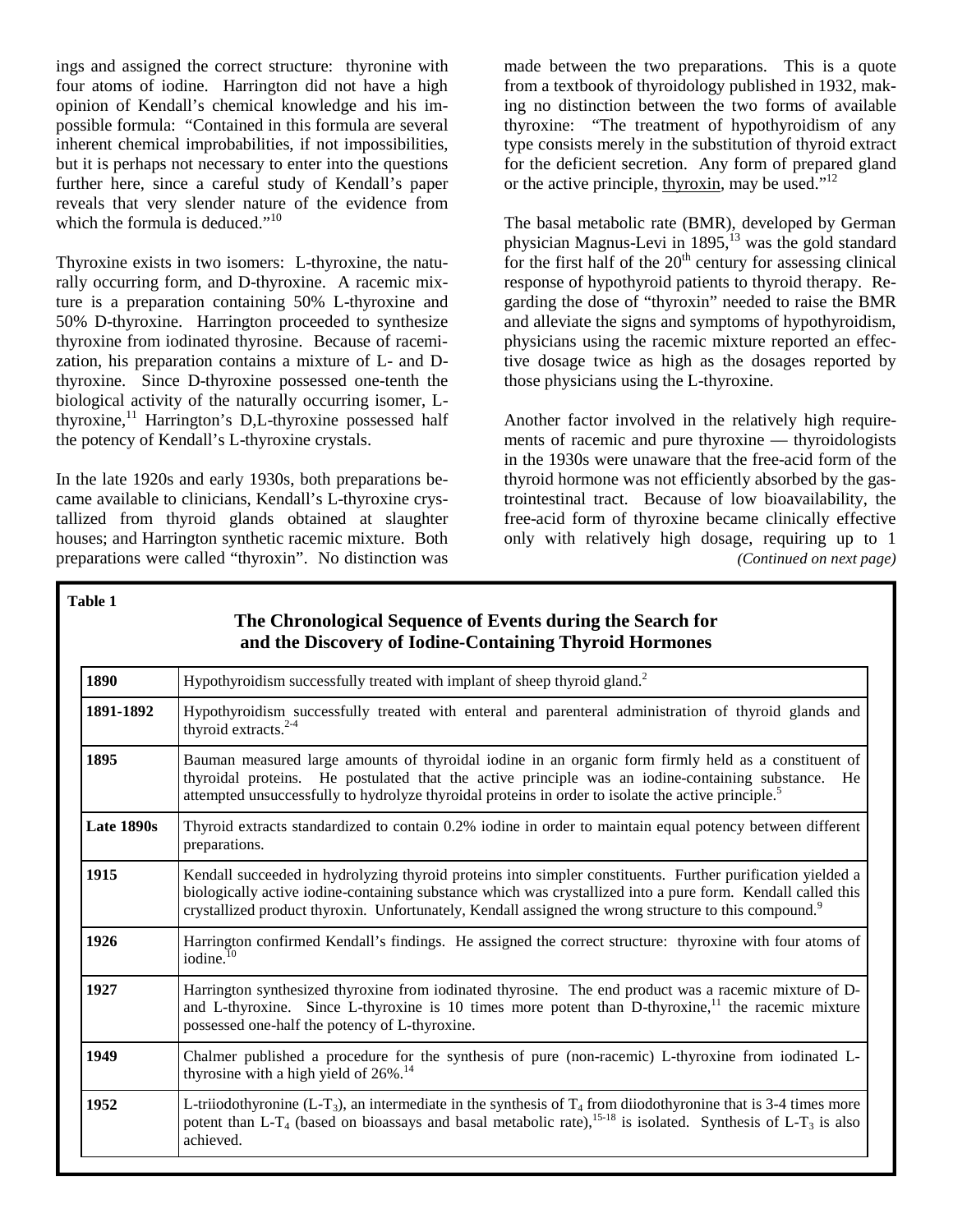ings and assigned the correct structure: thyronine with four atoms of iodine. Harrington did not have a high opinion of Kendall's chemical knowledge and his impossible formula: "Contained in this formula are several inherent chemical improbabilities, if not impossibilities, but it is perhaps not necessary to enter into the questions further here, since a careful study of Kendall's paper reveals that very slender nature of the evidence from which the formula is deduced."[10]

Thyroxine exists in two isomers: L-thyroxine, the naturally occurring form, and D-thyroxine. A racemic mixture is a preparation containing 50% L-thyroxine and 50% D-thyroxine. Harrington proceeded to synthesize thyroxine from iodinated thyrosine. Because of racemization, his preparation contains a mixture of L- and D-thyroxine. Since D-thyroxine possessed one-tenth the biological activity of the naturally occurring isomer, L-thyroxine,[11] Harrington's D,L-thyroxine possessed half the potency of Kendall's L-thyroxine crystals.

In the late 1920s and early 1930s, both preparations became available to clinicians, Kendall's L-thyroxine crystallized from thyroid glands obtained at slaughter houses; and Harrington synthetic racemic mixture. Both preparations were called "thyroxin". No distinction was made between the two preparations. This is a quote from a textbook of thyroidology published in 1932, making no distinction between the two forms of available thyroxine: "The treatment of hypothyroidism of any type consists merely in the substitution of thyroid extract for the deficient secretion. Any form of prepared gland or the active principle, thyroxin, may be used."[12]

The basal metabolic rate (BMR), developed by German physician Magnus-Levi in 1895,[13] was the gold standard for the first half of the 20th century for assessing clinical response of hypothyroid patients to thyroid therapy. Regarding the dose of "thyroxin" needed to raise the BMR and alleviate the signs and symptoms of hypothyroidism, physicians using the racemic mixture reported an effective dosage twice as high as the dosages reported by those physicians using the L-thyroxine.

Another factor involved in the relatively high requirements of racemic and pure thyroxine — thyroidologists in the 1930s were unaware that the free-acid form of the thyroid hormone was not efficiently absorbed by the gastrointestinal tract. Because of low bioavailability, the free-acid form of thyroxine became clinically effective only with relatively high dosage, requiring up to 1

*(Continued on next page)*

**Table 1**

**The Chronological Sequence of Events during the Search for and the Discovery of Iodine-Containing Thyroid Hormones**

| Year | Event |
|---|---|
| **1890** | Hypothyroidism successfully treated with implant of sheep thyroid gland.[2] |
| **1891-1892** | Hypothyroidism successfully treated with enteral and parenteral administration of thyroid glands and thyroid extracts.[2-4] |
| **1895** | Bauman measured large amounts of thyroidal iodine in an organic form firmly held as a constituent of thyroidal proteins. He postulated that the active principle was an iodine-containing substance. He attempted unsuccessfully to hydrolyze thyroidal proteins in order to isolate the active principle.[5] |
| **Late 1890s** | Thyroid extracts standardized to contain 0.2% iodine in order to maintain equal potency between different preparations. |
| **1915** | Kendall succeeded in hydrolyzing thyroid proteins into simpler constituents. Further purification yielded a biologically active iodine-containing substance which was crystallized into a pure form. Kendall called this crystallized product thyroxin. Unfortunately, Kendall assigned the wrong structure to this compound.[9] |
| **1926** | Harrington confirmed Kendall's findings. He assigned the correct structure: thyroxine with four atoms of iodine.[10] |
| **1927** | Harrington synthesized thyroxine from iodinated thyrosine. The end product was a racemic mixture of D- and L-thyroxine. Since L-thyroxine is 10 times more potent than D-thyroxine,[11] the racemic mixture possessed one-half the potency of L-thyroxine. |
| **1949** | Chalmer published a procedure for the synthesis of pure (non-racemic) L-thyroxine from iodinated L-thyrosine with a high yield of 26%.[14] |
| **1952** | L-triiodothyronine (L-$T_3$), an intermediate in the synthesis of $T_4$ from diiodothyronine that is 3-4 times more potent than L-$T_4$ (based on bioassays and basal metabolic rate),[15-18] is isolated. Synthesis of L-$T_3$ is also achieved. |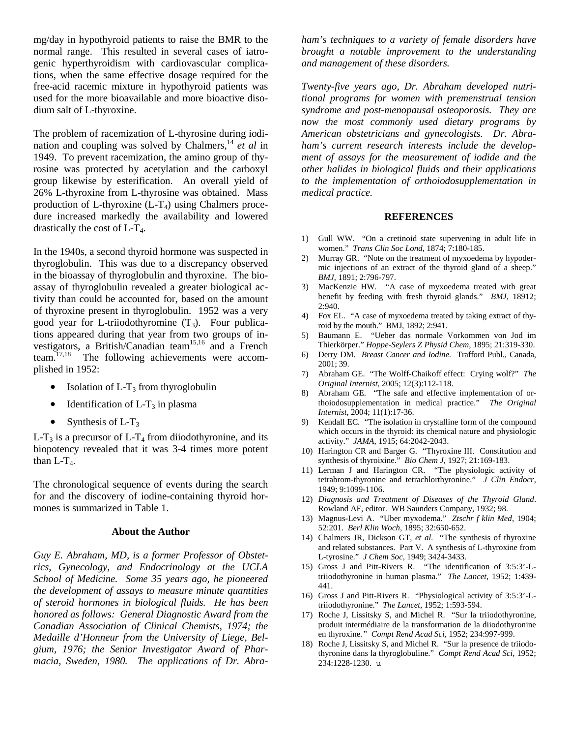mg/day in hypothyroid patients to raise the BMR to the normal range. This resulted in several cases of iatrogenic hyperthyroidism with cardiovascular complications, when the same effective dosage required for the free-acid racemic mixture in hypothyroid patients was used for the more bioavailable and more bioactive disodium salt of L-thyroxine.

The problem of racemization of L-thyrosine during iodination and coupling was solved by Chalmers,[14] *et al* in 1949. To prevent racemization, the amino group of thyrosine was protected by acetylation and the carboxyl group likewise by esterification. An overall yield of 26% L-thyroxine from L-thyrosine was obtained. Mass production of L-thyroxine (L-$T_4$) using Chalmers procedure increased markedly the availability and lowered drastically the cost of L-$T_4$.

In the 1940s, a second thyroid hormone was suspected in thyroglobulin. This was due to a discrepancy observed in the bioassay of thyroglobulin and thyroxine. The bioassay of thyroglobulin revealed a greater biological activity than could be accounted for, based on the amount of thyroxine present in thyroglobulin. 1952 was a very good year for L-triiodothyromine ($T_3$). Four publications appeared during that year from two groups of investigators, a British/Canadian team[15,16] and a French team.[17,18] The following achievements were accomplished in 1952:

- Isolation of L-$T_3$ from thyroglobulin
- Identification of L-$T_3$ in plasma
- Synthesis of L-$T_3$

L-$T_3$ is a precursor of L-$T_4$ from diiodothyronine, and its biopotency revealed that it was 3-4 times more potent than L-$T_4$.

The chronological sequence of events during the search for and the discovery of iodine-containing thyroid hormones is summarized in Table 1.

### About the Author

*Guy E. Abraham, MD, is a former Professor of Obstetrics, Gynecology, and Endocrinology at the UCLA School of Medicine. Some 35 years ago, he pioneered the development of assays to measure minute quantities of steroid hormones in biological fluids. He has been honored as follows: General Diagnostic Award from the Canadian Association of Clinical Chemists, 1974; the Medaille d'Honneur from the University of Liege, Belgium, 1976; the Senior Investigator Award of Pharmacia, Sweden, 1980. The applications of Dr. Abraham's techniques to a variety of female disorders have brought a notable improvement to the understanding and management of these disorders.*

*Twenty-five years ago, Dr. Abraham developed nutritional programs for women with premenstrual tension syndrome and post-menopausal osteoporosis. They are now the most commonly used dietary programs by American obstetricians and gynecologists. Dr. Abraham's current research interests include the development of assays for the measurement of iodide and the other halides in biological fluids and their applications to the implementation of orthoiodosupplementation in medical practice.*

### REFERENCES

1) Gull WW. "On a cretinoid state supervening in adult life in women." *Trans Clin Soc Lond*, 1874; 7:180-185.
2) Murray GR. "Note on the treatment of myxoedema by hypodermic injections of an extract of the thyroid gland of a sheep." *BMJ*, 1891; 2:796-797.
3) MacKenzie HW. "A case of myxoedema treated with great benefit by feeding with fresh thyroid glands." *BMJ*, 18912; 2:940.
4) Fox EL. "A case of myxoedema treated by taking extract of thyroid by the mouth." BMJ, 1892; 2:941.
5) Baumann E. "Ueber das normale Vorkommen von Jod im Thierkörper." *Hoppe-Seylers Z Physid Chem*, 1895; 21:319-330.
6) Derry DM. *Breast Cancer and Iodine.* Trafford Publ., Canada, 2001; 39.
7) Abraham GE. "The Wolff-Chaikoff effect: Crying wolf?" *The Original Internist*, 2005; 12(3):112-118.
8) Abraham GE. "The safe and effective implementation of orthoiodosupplementation in medical practice." *The Original Internist*, 2004; 11(1):17-36.
9) Kendall EC. "The isolation in crystalline form of the compound which occurs in the thyroid: its chemical nature and physiologic activity." *JAMA*, 1915; 64:2042-2043.
10) Harington CR and Barger G. "Thyroxine III. Constitution and synthesis of thyroixine." *Bio Chem J*, 1927; 21:169-183.
11) Lerman J and Harington CR. "The physiologic activity of tetrabrom-thyronine and tetrachlorthyronine." *J Clin Endocr*, 1949; 9:1099-1106.
12) *Diagnosis and Treatment of Diseases of the Thyroid Gland*. Rowland AF, editor. WB Saunders Company, 1932; 98.
13) Magnus-Levi A. "Uber myxodema." *Ztschr f klin Med*, 1904; 52:201. *Berl Klin Woch*, 1895; 32:650-652.
14) Chalmers JR, Dickson GT, *et al.* "The synthesis of thyroxine and related substances. Part V. A synthesis of L-thyroxine from L-tyrosine." *J Chem Soc*, 1949; 3424-3433.
15) Gross J and Pitt-Rivers R. "The identification of 3:5:3'-L-triiodothyronine in human plasma." *The Lancet*, 1952; 1:439-441.
16) Gross J and Pitt-Rivers R. "Physiological activity of 3:5:3'-L-triiodothyronine." *The Lancet*, 1952; 1:593-594.
17) Roche J, Lissitsky S, and Michel R. "Sur la triiodothyronine, produit intermédiaire de la transformation de la diiodothyronine en thyroxine." *Compt Rend Acad Sci*, 1952; 234:997-999.
18) Roche J, Lissitsky S, and Michel R. "Sur la presence de triiodothyronine dans la thyroglobuline." *Compt Rend Acad Sci*, 1952; 234:1228-1230. u